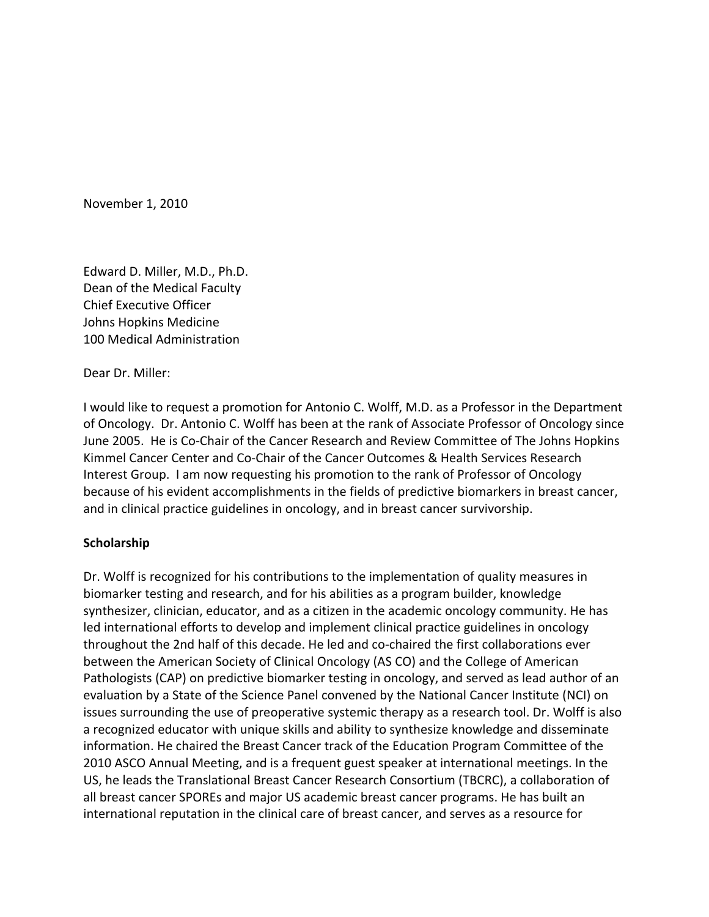November 1, 2010

Edward D. Miller, M.D., Ph.D.
Dean of the Medical Faculty
Chief Executive Officer
Johns Hopkins Medicine
100 Medical Administration

Dear Dr. Miller:

I would like to request a promotion for Antonio C. Wolff, M.D. as a Professor in the Department of Oncology. Dr. Antonio C. Wolff has been at the rank of Associate Professor of Oncology since June 2005. He is Co-Chair of the Cancer Research and Review Committee of The Johns Hopkins Kimmel Cancer Center and Co-Chair of the Cancer Outcomes & Health Services Research Interest Group. I am now requesting his promotion to the rank of Professor of Oncology because of his evident accomplishments in the fields of predictive biomarkers in breast cancer, and in clinical practice guidelines in oncology, and in breast cancer survivorship.

**Scholarship**

Dr. Wolff is recognized for his contributions to the implementation of quality measures in biomarker testing and research, and for his abilities as a program builder, knowledge synthesizer, clinician, educator, and as a citizen in the academic oncology community. He has led international efforts to develop and implement clinical practice guidelines in oncology throughout the 2nd half of this decade. He led and co-chaired the first collaborations ever between the American Society of Clinical Oncology (AS CO) and the College of American Pathologists (CAP) on predictive biomarker testing in oncology, and served as lead author of an evaluation by a State of the Science Panel convened by the National Cancer Institute (NCI) on issues surrounding the use of preoperative systemic therapy as a research tool. Dr. Wolff is also a recognized educator with unique skills and ability to synthesize knowledge and disseminate information. He chaired the Breast Cancer track of the Education Program Committee of the 2010 ASCO Annual Meeting, and is a frequent guest speaker at international meetings. In the US, he leads the Translational Breast Cancer Research Consortium (TBCRC), a collaboration of all breast cancer SPOREs and major US academic breast cancer programs. He has built an international reputation in the clinical care of breast cancer, and serves as a resource for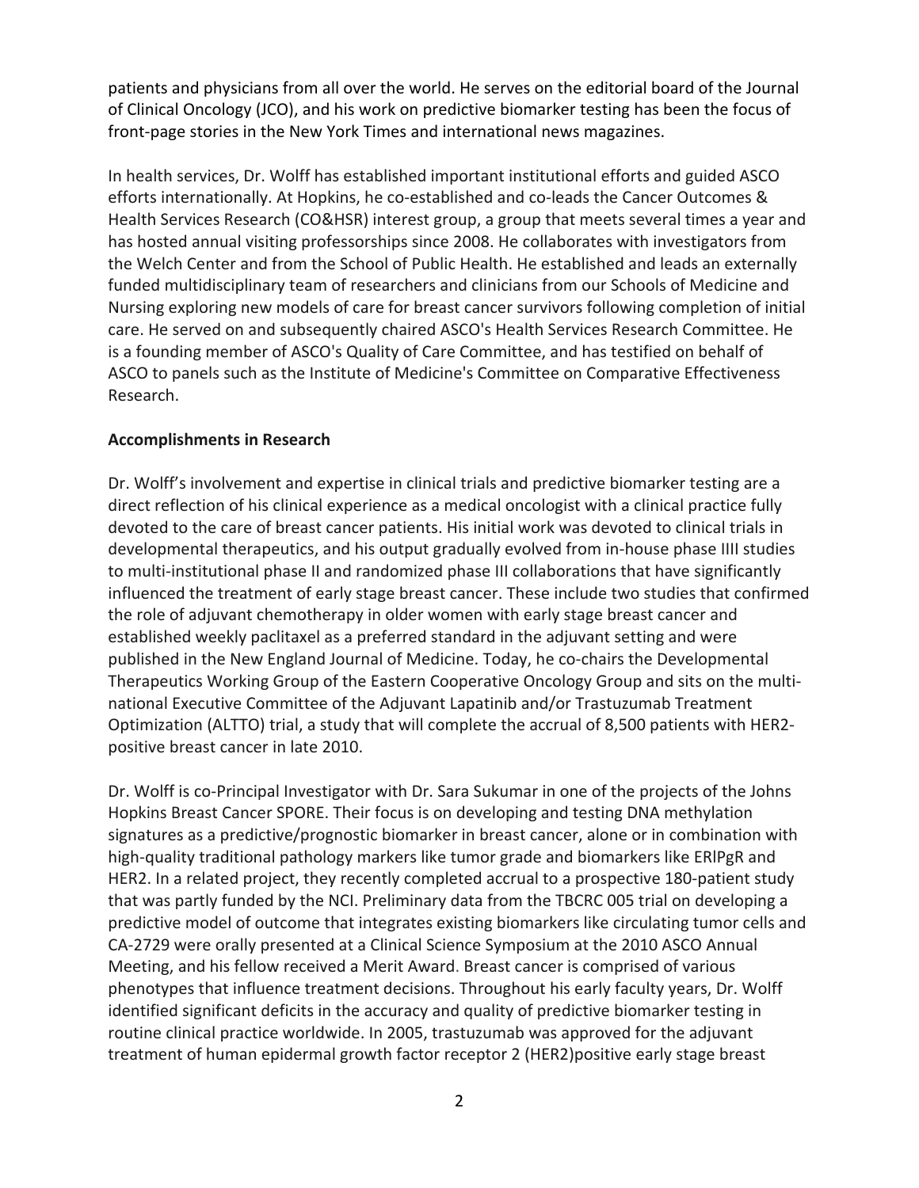patients and physicians from all over the world. He serves on the editorial board of the Journal of Clinical Oncology (JCO), and his work on predictive biomarker testing has been the focus of front-page stories in the New York Times and international news magazines.

In health services, Dr. Wolff has established important institutional efforts and guided ASCO efforts internationally. At Hopkins, he co-established and co-leads the Cancer Outcomes & Health Services Research (CO&HSR) interest group, a group that meets several times a year and has hosted annual visiting professorships since 2008. He collaborates with investigators from the Welch Center and from the School of Public Health. He established and leads an externally funded multidisciplinary team of researchers and clinicians from our Schools of Medicine and Nursing exploring new models of care for breast cancer survivors following completion of initial care. He served on and subsequently chaired ASCO's Health Services Research Committee. He is a founding member of ASCO's Quality of Care Committee, and has testified on behalf of ASCO to panels such as the Institute of Medicine's Committee on Comparative Effectiveness Research.

**Accomplishments in Research**

Dr. Wolff's involvement and expertise in clinical trials and predictive biomarker testing are a direct reflection of his clinical experience as a medical oncologist with a clinical practice fully devoted to the care of breast cancer patients. His initial work was devoted to clinical trials in developmental therapeutics, and his output gradually evolved from in-house phase IIII studies to multi-institutional phase II and randomized phase III collaborations that have significantly influenced the treatment of early stage breast cancer. These include two studies that confirmed the role of adjuvant chemotherapy in older women with early stage breast cancer and established weekly paclitaxel as a preferred standard in the adjuvant setting and were published in the New England Journal of Medicine. Today, he co-chairs the Developmental Therapeutics Working Group of the Eastern Cooperative Oncology Group and sits on the multi-national Executive Committee of the Adjuvant Lapatinib and/or Trastuzumab Treatment Optimization (ALTTO) trial, a study that will complete the accrual of 8,500 patients with HER2-positive breast cancer in late 2010.

Dr. Wolff is co-Principal Investigator with Dr. Sara Sukumar in one of the projects of the Johns Hopkins Breast Cancer SPORE. Their focus is on developing and testing DNA methylation signatures as a predictive/prognostic biomarker in breast cancer, alone or in combination with high-quality traditional pathology markers like tumor grade and biomarkers like ERlPgR and HER2. In a related project, they recently completed accrual to a prospective 180-patient study that was partly funded by the NCI. Preliminary data from the TBCRC 005 trial on developing a predictive model of outcome that integrates existing biomarkers like circulating tumor cells and CA-2729 were orally presented at a Clinical Science Symposium at the 2010 ASCO Annual Meeting, and his fellow received a Merit Award. Breast cancer is comprised of various phenotypes that influence treatment decisions. Throughout his early faculty years, Dr. Wolff identified significant deficits in the accuracy and quality of predictive biomarker testing in routine clinical practice worldwide. In 2005, trastuzumab was approved for the adjuvant treatment of human epidermal growth factor receptor 2 (HER2)positive early stage breast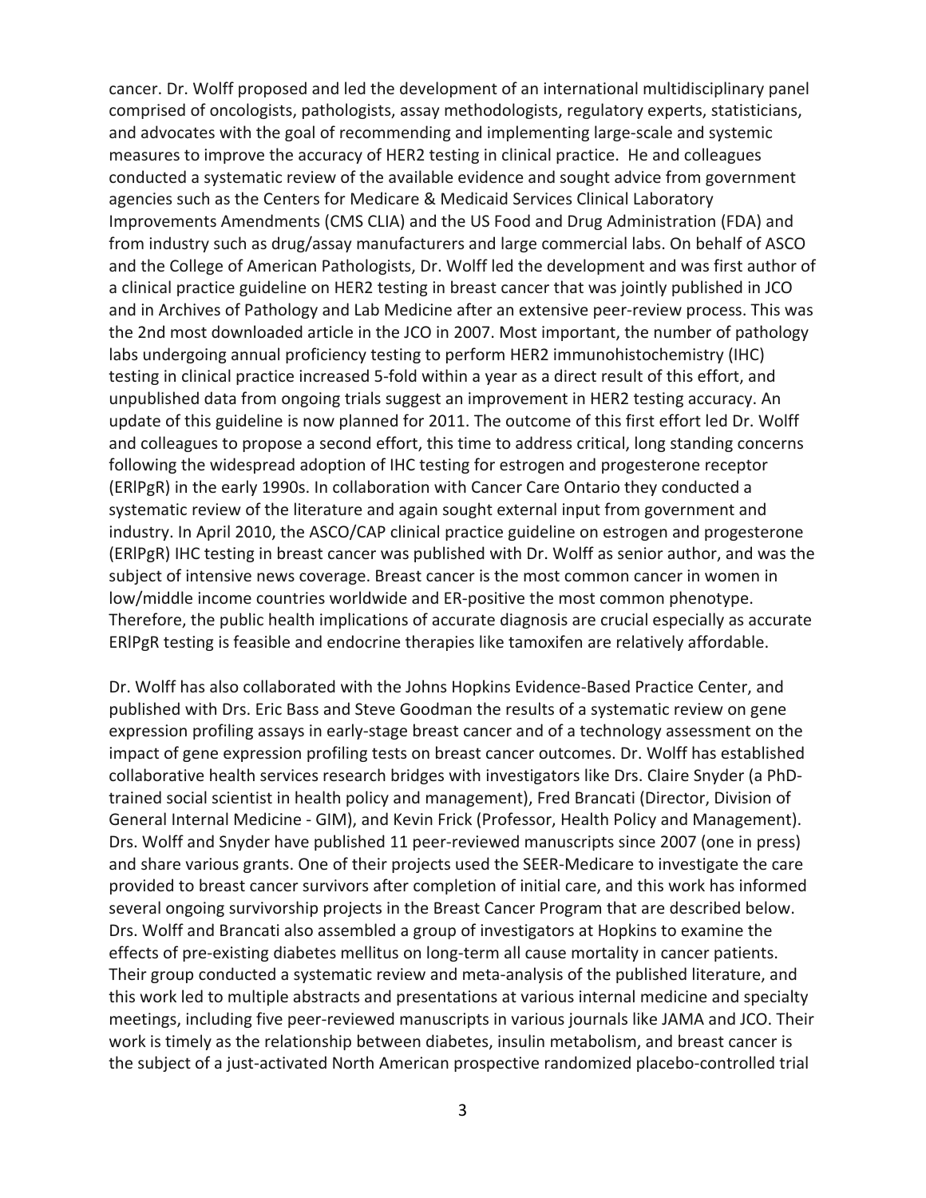cancer. Dr. Wolff proposed and led the development of an international multidisciplinary panel comprised of oncologists, pathologists, assay methodologists, regulatory experts, statisticians, and advocates with the goal of recommending and implementing large-scale and systemic measures to improve the accuracy of HER2 testing in clinical practice. He and colleagues conducted a systematic review of the available evidence and sought advice from government agencies such as the Centers for Medicare & Medicaid Services Clinical Laboratory Improvements Amendments (CMS CLIA) and the US Food and Drug Administration (FDA) and from industry such as drug/assay manufacturers and large commercial labs. On behalf of ASCO and the College of American Pathologists, Dr. Wolff led the development and was first author of a clinical practice guideline on HER2 testing in breast cancer that was jointly published in JCO and in Archives of Pathology and Lab Medicine after an extensive peer-review process. This was the 2nd most downloaded article in the JCO in 2007. Most important, the number of pathology labs undergoing annual proficiency testing to perform HER2 immunohistochemistry (IHC) testing in clinical practice increased 5-fold within a year as a direct result of this effort, and unpublished data from ongoing trials suggest an improvement in HER2 testing accuracy. An update of this guideline is now planned for 2011. The outcome of this first effort led Dr. Wolff and colleagues to propose a second effort, this time to address critical, long standing concerns following the widespread adoption of IHC testing for estrogen and progesterone receptor (ERlPgR) in the early 1990s. In collaboration with Cancer Care Ontario they conducted a systematic review of the literature and again sought external input from government and industry. In April 2010, the ASCO/CAP clinical practice guideline on estrogen and progesterone (ERlPgR) IHC testing in breast cancer was published with Dr. Wolff as senior author, and was the subject of intensive news coverage. Breast cancer is the most common cancer in women in low/middle income countries worldwide and ER-positive the most common phenotype. Therefore, the public health implications of accurate diagnosis are crucial especially as accurate ERlPgR testing is feasible and endocrine therapies like tamoxifen are relatively affordable.

Dr. Wolff has also collaborated with the Johns Hopkins Evidence-Based Practice Center, and published with Drs. Eric Bass and Steve Goodman the results of a systematic review on gene expression profiling assays in early-stage breast cancer and of a technology assessment on the impact of gene expression profiling tests on breast cancer outcomes. Dr. Wolff has established collaborative health services research bridges with investigators like Drs. Claire Snyder (a PhD-trained social scientist in health policy and management), Fred Brancati (Director, Division of General Internal Medicine - GIM), and Kevin Frick (Professor, Health Policy and Management). Drs. Wolff and Snyder have published 11 peer-reviewed manuscripts since 2007 (one in press) and share various grants. One of their projects used the SEER-Medicare to investigate the care provided to breast cancer survivors after completion of initial care, and this work has informed several ongoing survivorship projects in the Breast Cancer Program that are described below. Drs. Wolff and Brancati also assembled a group of investigators at Hopkins to examine the effects of pre-existing diabetes mellitus on long-term all cause mortality in cancer patients. Their group conducted a systematic review and meta-analysis of the published literature, and this work led to multiple abstracts and presentations at various internal medicine and specialty meetings, including five peer-reviewed manuscripts in various journals like JAMA and JCO. Their work is timely as the relationship between diabetes, insulin metabolism, and breast cancer is the subject of a just-activated North American prospective randomized placebo-controlled trial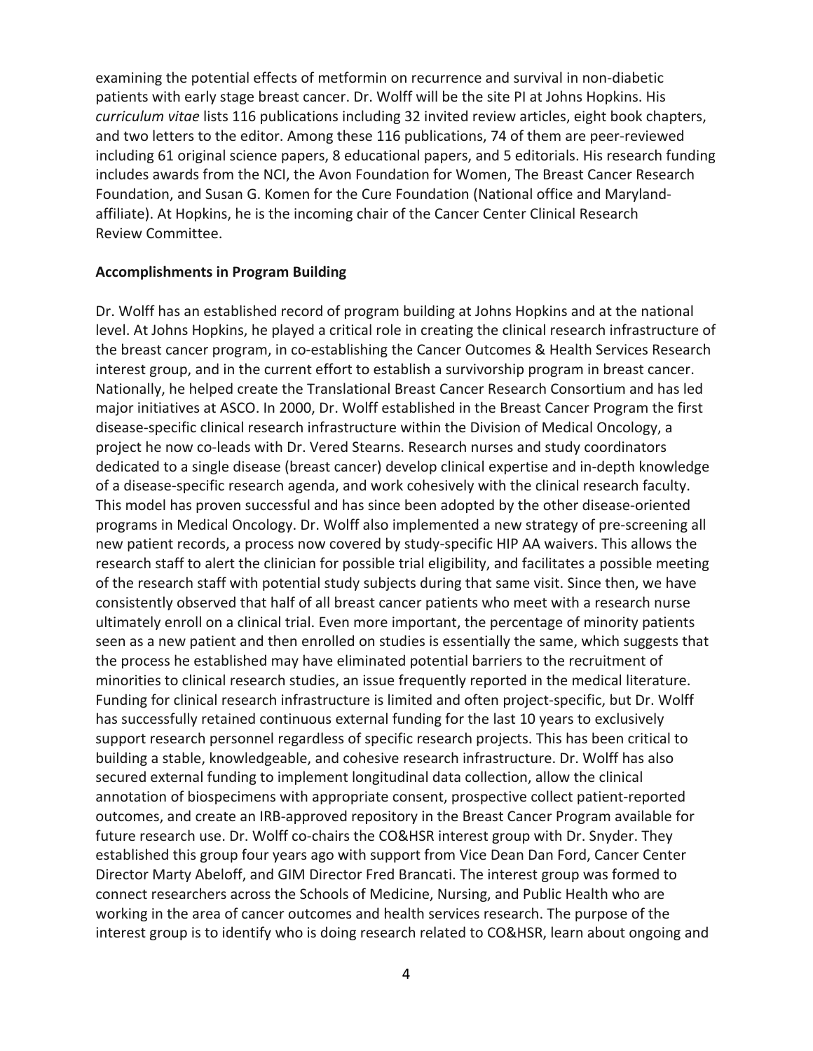examining the potential effects of metformin on recurrence and survival in non-diabetic patients with early stage breast cancer. Dr. Wolff will be the site PI at Johns Hopkins. His *curriculum vitae* lists 116 publications including 32 invited review articles, eight book chapters, and two letters to the editor. Among these 116 publications, 74 of them are peer-reviewed including 61 original science papers, 8 educational papers, and 5 editorials. His research funding includes awards from the NCI, the Avon Foundation for Women, The Breast Cancer Research Foundation, and Susan G. Komen for the Cure Foundation (National office and Maryland-affiliate). At Hopkins, he is the incoming chair of the Cancer Center Clinical Research Review Committee.

**Accomplishments in Program Building**

Dr. Wolff has an established record of program building at Johns Hopkins and at the national level. At Johns Hopkins, he played a critical role in creating the clinical research infrastructure of the breast cancer program, in co-establishing the Cancer Outcomes & Health Services Research interest group, and in the current effort to establish a survivorship program in breast cancer. Nationally, he helped create the Translational Breast Cancer Research Consortium and has led major initiatives at ASCO. In 2000, Dr. Wolff established in the Breast Cancer Program the first disease-specific clinical research infrastructure within the Division of Medical Oncology, a project he now co-leads with Dr. Vered Stearns. Research nurses and study coordinators dedicated to a single disease (breast cancer) develop clinical expertise and in-depth knowledge of a disease-specific research agenda, and work cohesively with the clinical research faculty. This model has proven successful and has since been adopted by the other disease-oriented programs in Medical Oncology. Dr. Wolff also implemented a new strategy of pre-screening all new patient records, a process now covered by study-specific HIP AA waivers. This allows the research staff to alert the clinician for possible trial eligibility, and facilitates a possible meeting of the research staff with potential study subjects during that same visit. Since then, we have consistently observed that half of all breast cancer patients who meet with a research nurse ultimately enroll on a clinical trial. Even more important, the percentage of minority patients seen as a new patient and then enrolled on studies is essentially the same, which suggests that the process he established may have eliminated potential barriers to the recruitment of minorities to clinical research studies, an issue frequently reported in the medical literature. Funding for clinical research infrastructure is limited and often project-specific, but Dr. Wolff has successfully retained continuous external funding for the last 10 years to exclusively support research personnel regardless of specific research projects. This has been critical to building a stable, knowledgeable, and cohesive research infrastructure. Dr. Wolff has also secured external funding to implement longitudinal data collection, allow the clinical annotation of biospecimens with appropriate consent, prospective collect patient-reported outcomes, and create an IRB-approved repository in the Breast Cancer Program available for future research use. Dr. Wolff co-chairs the CO&HSR interest group with Dr. Snyder. They established this group four years ago with support from Vice Dean Dan Ford, Cancer Center Director Marty Abeloff, and GIM Director Fred Brancati. The interest group was formed to connect researchers across the Schools of Medicine, Nursing, and Public Health who are working in the area of cancer outcomes and health services research. The purpose of the interest group is to identify who is doing research related to CO&HSR, learn about ongoing and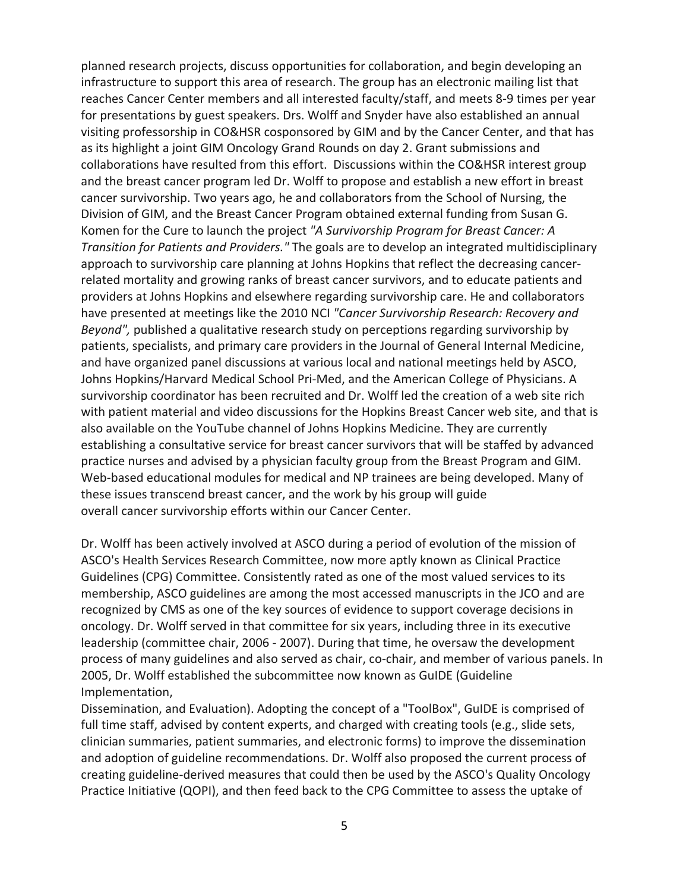planned research projects, discuss opportunities for collaboration, and begin developing an infrastructure to support this area of research. The group has an electronic mailing list that reaches Cancer Center members and all interested faculty/staff, and meets 8-9 times per year for presentations by guest speakers. Drs. Wolff and Snyder have also established an annual visiting professorship in CO&HSR cosponsored by GIM and by the Cancer Center, and that has as its highlight a joint GIM Oncology Grand Rounds on day 2. Grant submissions and collaborations have resulted from this effort. Discussions within the CO&HSR interest group and the breast cancer program led Dr. Wolff to propose and establish a new effort in breast cancer survivorship. Two years ago, he and collaborators from the School of Nursing, the Division of GIM, and the Breast Cancer Program obtained external funding from Susan G. Komen for the Cure to launch the project *"A Survivorship Program for Breast Cancer: A Transition for Patients and Providers."* The goals are to develop an integrated multidisciplinary approach to survivorship care planning at Johns Hopkins that reflect the decreasing cancer-related mortality and growing ranks of breast cancer survivors, and to educate patients and providers at Johns Hopkins and elsewhere regarding survivorship care. He and collaborators have presented at meetings like the 2010 NCI *"Cancer Survivorship Research: Recovery and Beyond",* published a qualitative research study on perceptions regarding survivorship by patients, specialists, and primary care providers in the Journal of General Internal Medicine, and have organized panel discussions at various local and national meetings held by ASCO, Johns Hopkins/Harvard Medical School Pri-Med, and the American College of Physicians. A survivorship coordinator has been recruited and Dr. Wolff led the creation of a web site rich with patient material and video discussions for the Hopkins Breast Cancer web site, and that is also available on the YouTube channel of Johns Hopkins Medicine. They are currently establishing a consultative service for breast cancer survivors that will be staffed by advanced practice nurses and advised by a physician faculty group from the Breast Program and GIM. Web-based educational modules for medical and NP trainees are being developed. Many of these issues transcend breast cancer, and the work by his group will guide overall cancer survivorship efforts within our Cancer Center.

Dr. Wolff has been actively involved at ASCO during a period of evolution of the mission of ASCO's Health Services Research Committee, now more aptly known as Clinical Practice Guidelines (CPG) Committee. Consistently rated as one of the most valued services to its membership, ASCO guidelines are among the most accessed manuscripts in the JCO and are recognized by CMS as one of the key sources of evidence to support coverage decisions in oncology. Dr. Wolff served in that committee for six years, including three in its executive leadership (committee chair, 2006 - 2007). During that time, he oversaw the development process of many guidelines and also served as chair, co-chair, and member of various panels. In 2005, Dr. Wolff established the subcommittee now known as GuIDE (Guideline Implementation, Dissemination, and Evaluation). Adopting the concept of a "ToolBox", GuIDE is comprised of full time staff, advised by content experts, and charged with creating tools (e.g., slide sets, clinician summaries, patient summaries, and electronic forms) to improve the dissemination and adoption of guideline recommendations. Dr. Wolff also proposed the current process of creating guideline-derived measures that could then be used by the ASCO's Quality Oncology Practice Initiative (QOPI), and then feed back to the CPG Committee to assess the uptake of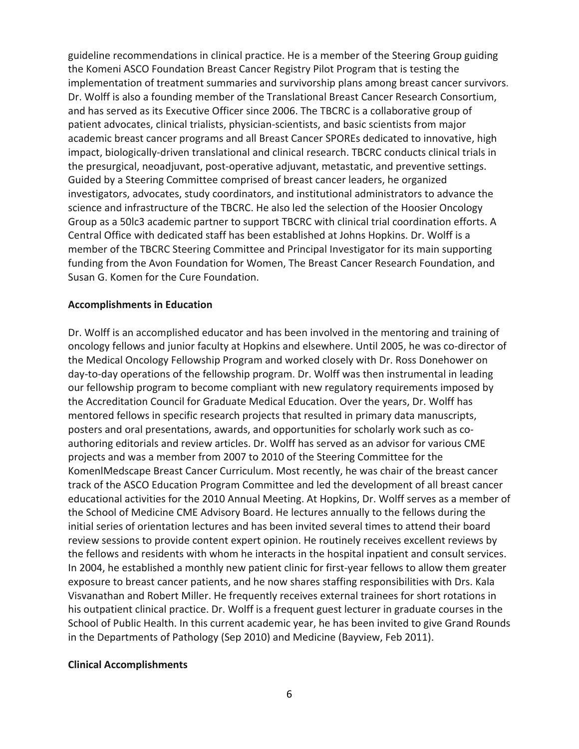guideline recommendations in clinical practice. He is a member of the Steering Group guiding the Komeni ASCO Foundation Breast Cancer Registry Pilot Program that is testing the implementation of treatment summaries and survivorship plans among breast cancer survivors. Dr. Wolff is also a founding member of the Translational Breast Cancer Research Consortium, and has served as its Executive Officer since 2006. The TBCRC is a collaborative group of patient advocates, clinical trialists, physician-scientists, and basic scientists from major academic breast cancer programs and all Breast Cancer SPOREs dedicated to innovative, high impact, biologically-driven translational and clinical research. TBCRC conducts clinical trials in the presurgical, neoadjuvant, post-operative adjuvant, metastatic, and preventive settings. Guided by a Steering Committee comprised of breast cancer leaders, he organized investigators, advocates, study coordinators, and institutional administrators to advance the science and infrastructure of the TBCRC. He also led the selection of the Hoosier Oncology Group as a 50lc3 academic partner to support TBCRC with clinical trial coordination efforts. A Central Office with dedicated staff has been established at Johns Hopkins. Dr. Wolff is a member of the TBCRC Steering Committee and Principal Investigator for its main supporting funding from the Avon Foundation for Women, The Breast Cancer Research Foundation, and Susan G. Komen for the Cure Foundation.

**Accomplishments in Education**

Dr. Wolff is an accomplished educator and has been involved in the mentoring and training of oncology fellows and junior faculty at Hopkins and elsewhere. Until 2005, he was co-director of the Medical Oncology Fellowship Program and worked closely with Dr. Ross Donehower on day-to-day operations of the fellowship program. Dr. Wolff was then instrumental in leading our fellowship program to become compliant with new regulatory requirements imposed by the Accreditation Council for Graduate Medical Education. Over the years, Dr. Wolff has mentored fellows in specific research projects that resulted in primary data manuscripts, posters and oral presentations, awards, and opportunities for scholarly work such as co-authoring editorials and review articles. Dr. Wolff has served as an advisor for various CME projects and was a member from 2007 to 2010 of the Steering Committee for the KomenlMedscape Breast Cancer Curriculum. Most recently, he was chair of the breast cancer track of the ASCO Education Program Committee and led the development of all breast cancer educational activities for the 2010 Annual Meeting. At Hopkins, Dr. Wolff serves as a member of the School of Medicine CME Advisory Board. He lectures annually to the fellows during the initial series of orientation lectures and has been invited several times to attend their board review sessions to provide content expert opinion. He routinely receives excellent reviews by the fellows and residents with whom he interacts in the hospital inpatient and consult services. In 2004, he established a monthly new patient clinic for first-year fellows to allow them greater exposure to breast cancer patients, and he now shares staffing responsibilities with Drs. Kala Visvanathan and Robert Miller. He frequently receives external trainees for short rotations in his outpatient clinical practice. Dr. Wolff is a frequent guest lecturer in graduate courses in the School of Public Health. In this current academic year, he has been invited to give Grand Rounds in the Departments of Pathology (Sep 2010) and Medicine (Bayview, Feb 2011).

**Clinical Accomplishments**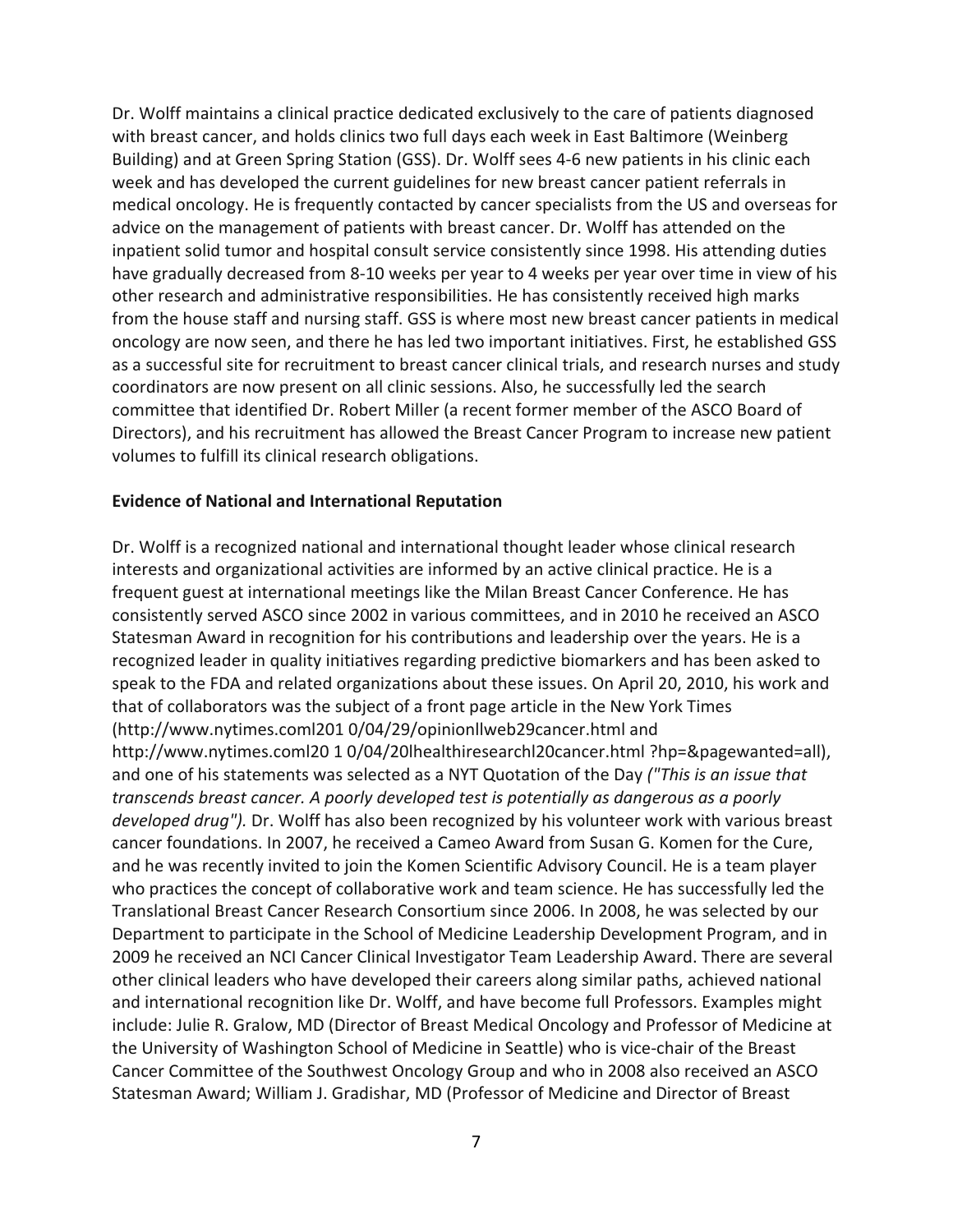Dr. Wolff maintains a clinical practice dedicated exclusively to the care of patients diagnosed with breast cancer, and holds clinics two full days each week in East Baltimore (Weinberg Building) and at Green Spring Station (GSS). Dr. Wolff sees 4-6 new patients in his clinic each week and has developed the current guidelines for new breast cancer patient referrals in medical oncology. He is frequently contacted by cancer specialists from the US and overseas for advice on the management of patients with breast cancer. Dr. Wolff has attended on the inpatient solid tumor and hospital consult service consistently since 1998. His attending duties have gradually decreased from 8-10 weeks per year to 4 weeks per year over time in view of his other research and administrative responsibilities. He has consistently received high marks from the house staff and nursing staff. GSS is where most new breast cancer patients in medical oncology are now seen, and there he has led two important initiatives. First, he established GSS as a successful site for recruitment to breast cancer clinical trials, and research nurses and study coordinators are now present on all clinic sessions. Also, he successfully led the search committee that identified Dr. Robert Miller (a recent former member of the ASCO Board of Directors), and his recruitment has allowed the Breast Cancer Program to increase new patient volumes to fulfill its clinical research obligations.

**Evidence of National and International Reputation**

Dr. Wolff is a recognized national and international thought leader whose clinical research interests and organizational activities are informed by an active clinical practice. He is a frequent guest at international meetings like the Milan Breast Cancer Conference. He has consistently served ASCO since 2002 in various committees, and in 2010 he received an ASCO Statesman Award in recognition for his contributions and leadership over the years. He is a recognized leader in quality initiatives regarding predictive biomarkers and has been asked to speak to the FDA and related organizations about these issues. On April 20, 2010, his work and that of collaborators was the subject of a front page article in the New York Times (http://www.nytimes.coml201 0/04/29/opinionllweb29cancer.html and http://www.nytimes.coml20 1 0/04/20lhealthiresearchl20cancer.html ?hp=&pagewanted=all), and one of his statements was selected as a NYT Quotation of the Day *("This is an issue that transcends breast cancer. A poorly developed test is potentially as dangerous as a poorly developed drug").* Dr. Wolff has also been recognized by his volunteer work with various breast cancer foundations. In 2007, he received a Cameo Award from Susan G. Komen for the Cure, and he was recently invited to join the Komen Scientific Advisory Council. He is a team player who practices the concept of collaborative work and team science. He has successfully led the Translational Breast Cancer Research Consortium since 2006. In 2008, he was selected by our Department to participate in the School of Medicine Leadership Development Program, and in 2009 he received an NCI Cancer Clinical Investigator Team Leadership Award. There are several other clinical leaders who have developed their careers along similar paths, achieved national and international recognition like Dr. Wolff, and have become full Professors. Examples might include: Julie R. Gralow, MD (Director of Breast Medical Oncology and Professor of Medicine at the University of Washington School of Medicine in Seattle) who is vice-chair of the Breast Cancer Committee of the Southwest Oncology Group and who in 2008 also received an ASCO Statesman Award; William J. Gradishar, MD (Professor of Medicine and Director of Breast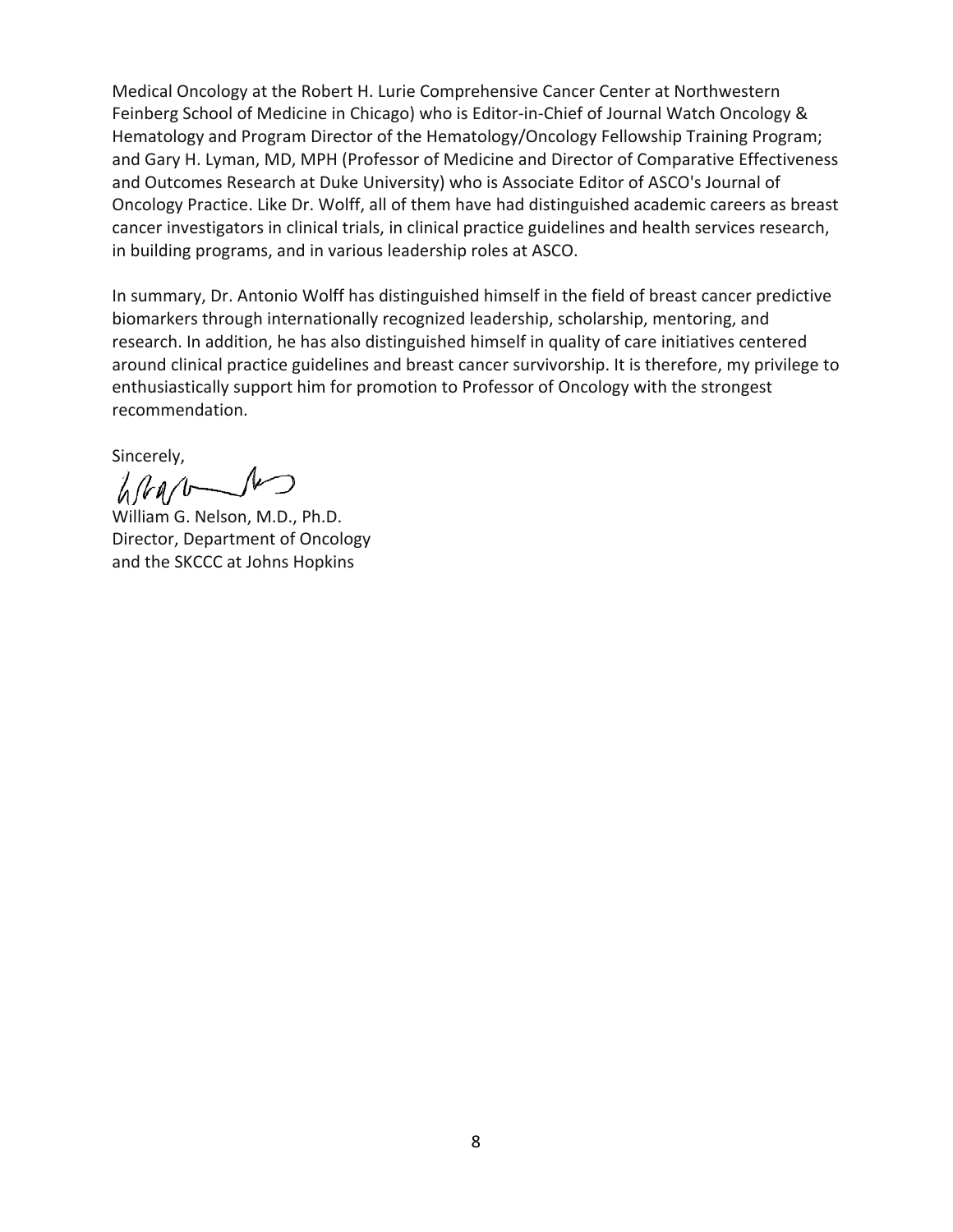Medical Oncology at the Robert H. Lurie Comprehensive Cancer Center at Northwestern Feinberg School of Medicine in Chicago) who is Editor-in-Chief of Journal Watch Oncology & Hematology and Program Director of the Hematology/Oncology Fellowship Training Program; and Gary H. Lyman, MD, MPH (Professor of Medicine and Director of Comparative Effectiveness and Outcomes Research at Duke University) who is Associate Editor of ASCO's Journal of Oncology Practice. Like Dr. Wolff, all of them have had distinguished academic careers as breast cancer investigators in clinical trials, in clinical practice guidelines and health services research, in building programs, and in various leadership roles at ASCO.

In summary, Dr. Antonio Wolff has distinguished himself in the field of breast cancer predictive biomarkers through internationally recognized leadership, scholarship, mentoring, and research. In addition, he has also distinguished himself in quality of care initiatives centered around clinical practice guidelines and breast cancer survivorship. It is therefore, my privilege to enthusiastically support him for promotion to Professor of Oncology with the strongest recommendation.

Sincerely,

William G. Nelson, M.D., Ph.D.
Director, Department of Oncology
and the SKCCC at Johns Hopkins